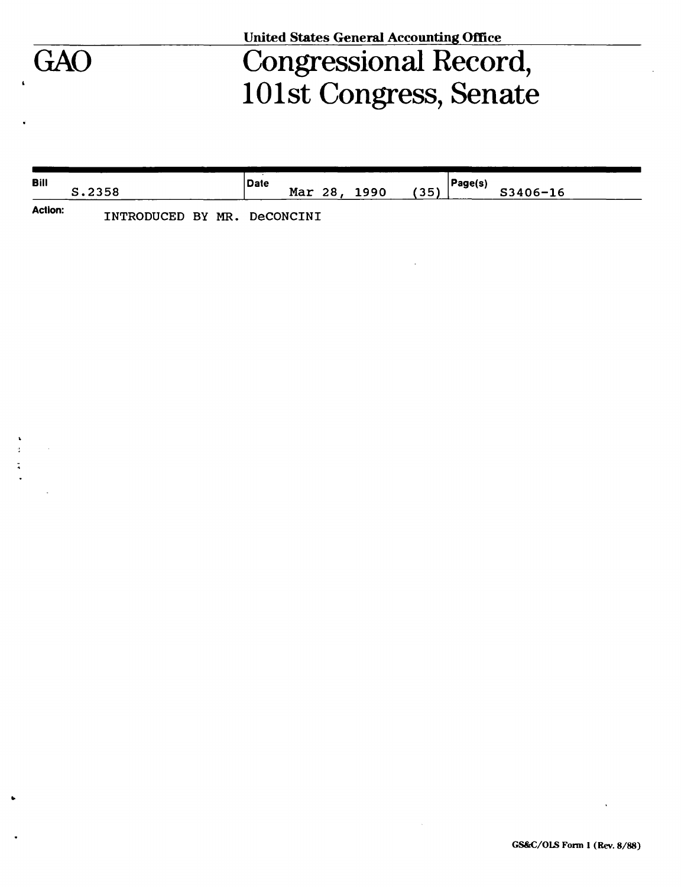United States General Accounting Office

# GAO

# Congressional Record, 101st Congress, Senate

| Bill | Date | Page(s) |
| --- | --- | --- |
| S.2358 | Mar 28, 1990 (35) | S3406-16 |

**Action:** INTRODUCED BY MR. DeCONCINI

GS&C/OLS Form 1 (Rev. 8/88)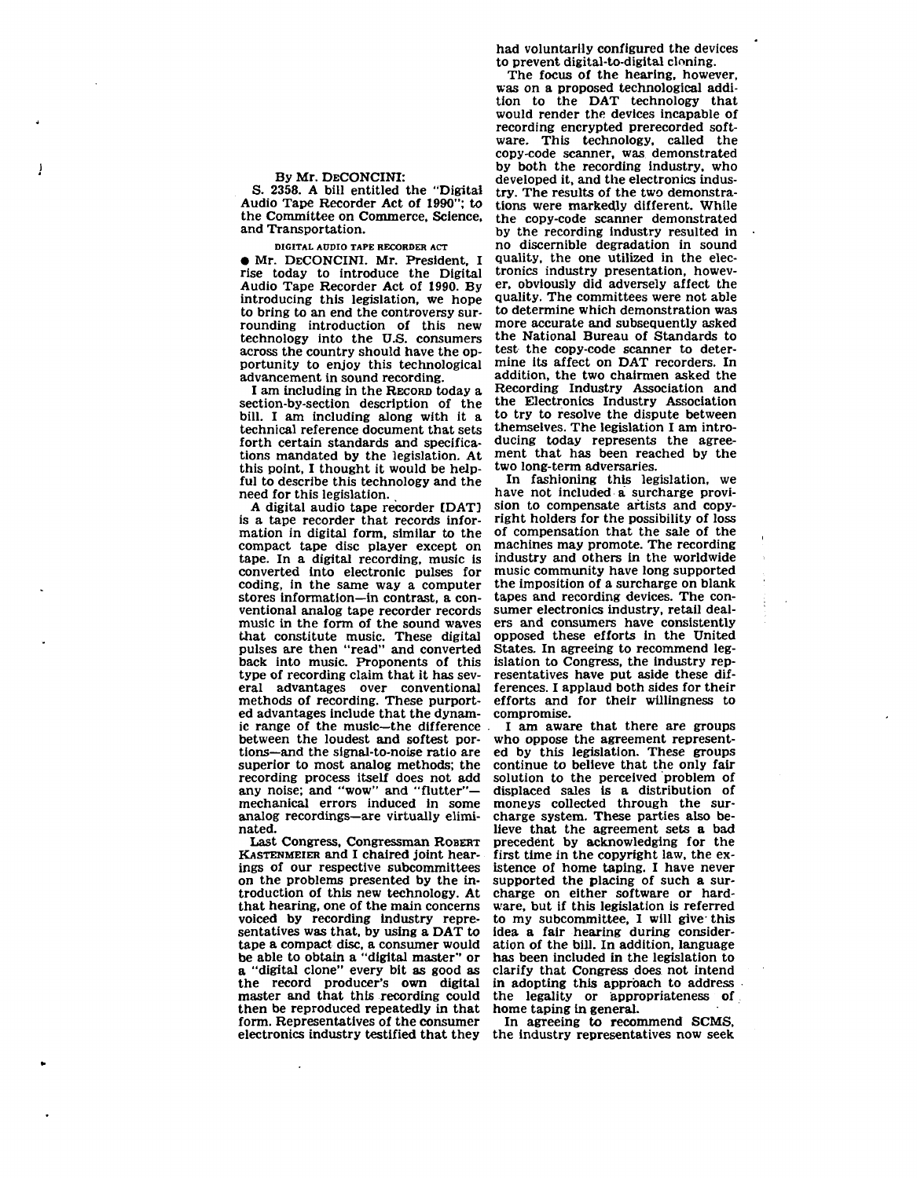By Mr. DECONCINI:

S. 2358. A bill entitled the "Digital Audio Tape Recorder Act of 1990"; to the Committee on Commerce, Science, and Transportation.

DIGITAL AUDIO TAPE RECORDER ACT

● Mr. DECONCINI. Mr. President, I rise today to introduce the Digital Audio Tape Recorder Act of 1990. By introducing this legislation, we hope to bring to an end the controversy surrounding introduction of this new technology into the U.S. consumers across the country should have the opportunity to enjoy this technological advancement in sound recording.

I am including in the RECORD today a section-by-section description of the bill. I am including along with it a technical reference document that sets forth certain standards and specifications mandated by the legislation. At this point, I thought it would be helpful to describe this technology and the need for this legislation.

A digital audio tape recorder [DAT] is a tape recorder that records information in digital form, similar to the compact tape disc player except on tape. In a digital recording, music is converted into electronic pulses for coding, in the same way a computer stores information—in contrast, a conventional analog tape recorder records music in the form of the sound waves that constitute music. These digital pulses are then "read" and converted back into music. Proponents of this type of recording claim that it has several advantages over conventional methods of recording. These purported advantages include that the dynamic range of the music—the difference between the loudest and softest portions—and the signal-to-noise ratio are superior to most analog methods; the recording process itself does not add any noise; and "wow" and "flutter"—mechanical errors induced in some analog recordings—are virtually eliminated.

Last Congress, Congressman ROBERT KASTENMEIER and I chaired joint hearings of our respective subcommittees on the problems presented by the introduction of this new technology. At that hearing, one of the main concerns voiced by recording industry representatives was that, by using a DAT to tape a compact disc, a consumer would be able to obtain a "digital master" or a "digital clone" every bit as good as the record producer's own digital master and that this recording could then be reproduced repeatedly in that form. Representatives of the consumer electronics industry testified that they had voluntarily configured the devices to prevent digital-to-digital cloning.

The focus of the hearing, however, was on a proposed technological addition to the DAT technology that would render the devices incapable of recording encrypted prerecorded software. This technology, called the copy-code scanner, was demonstrated by both the recording industry, who developed it, and the electronics industry. The results of the two demonstrations were markedly different. While the copy-code scanner demonstrated by the recording industry resulted in no discernible degradation in sound quality, the one utilized in the electronics industry presentation, however, obviously did adversely affect the quality. The committees were not able to determine which demonstration was more accurate and subsequently asked the National Bureau of Standards to test the copy-code scanner to determine its affect on DAT recorders. In addition, the two chairmen asked the Recording Industry Association and the Electronics Industry Association to try to resolve the dispute between themselves. The legislation I am introducing today represents the agreement that has been reached by the two long-term adversaries.

In fashioning this legislation, we have not included a surcharge provision to compensate artists and copyright holders for the possibility of loss of compensation that the sale of the machines may promote. The recording industry and others in the worldwide music community have long supported the imposition of a surcharge on blank tapes and recording devices. The consumer electronics industry, retail dealers and consumers have consistently opposed these efforts in the United States. In agreeing to recommend legislation to Congress, the industry representatives have put aside these differences. I applaud both sides for their efforts and for their willingness to compromise.

I am aware that there are groups who oppose the agreement represented by this legislation. These groups continue to believe that the only fair solution to the perceived problem of displaced sales is a distribution of moneys collected through the surcharge system. These parties also believe that the agreement sets a bad precedent by acknowledging for the first time in the copyright law, the existence of home taping. I have never supported the placing of such a surcharge on either software or hardware, but if this legislation is referred to my subcommittee, I will give this idea a fair hearing during consideration of the bill. In addition, language has been included in the legislation to clarify that Congress does not intend in adopting this approach to address the legality or appropriateness of home taping in general.

In agreeing to recommend SCMS, the industry representatives now seek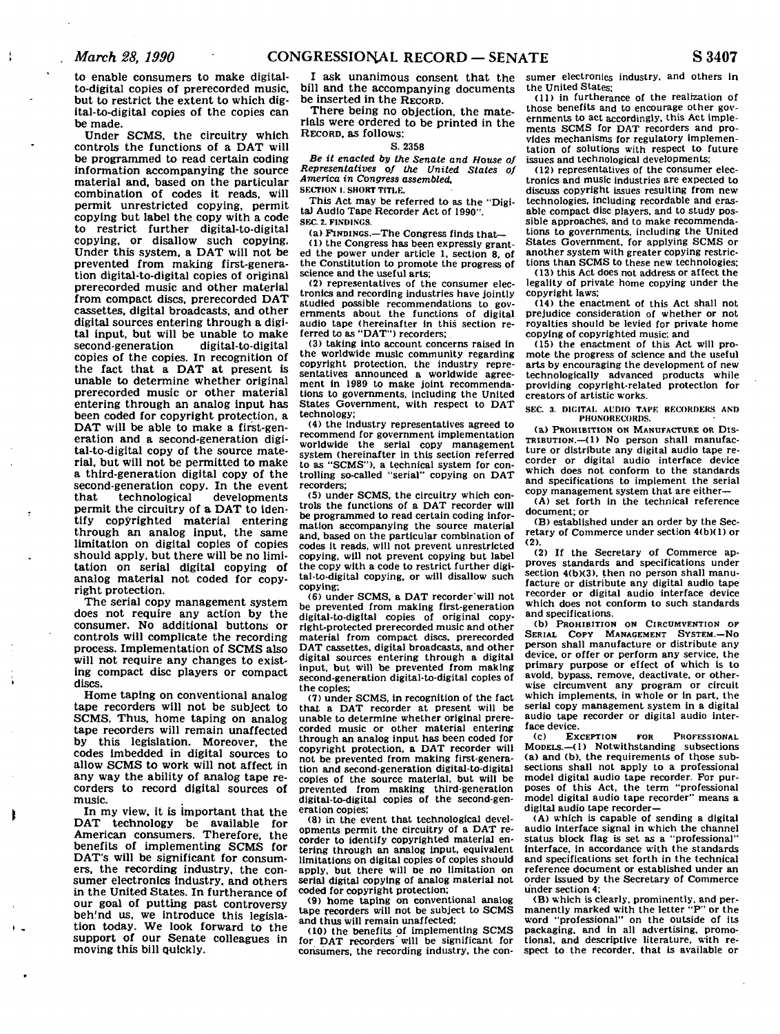to enable consumers to make digital-to-digital copies of prerecorded music, but to restrict the extent to which digital-to-digital copies of the copies can be made.

Under SCMS, the circuitry which controls the functions of a DAT will be programmed to read certain coding information accompanying the source material and, based on the particular combination of codes it reads, will permit unrestricted copying, permit copying but label the copy with a code to restrict further digital-to-digital copying, or disallow such copying. Under this system, a DAT will not be prevented from making first-generation digital-to-digital copies of original prerecorded music and other material from compact discs, prerecorded DAT cassettes, digital broadcasts, and other digital sources entering through a digital input, but will be unable to make second-generation digital-to-digital copies of the copies. In recognition of the fact that a DAT at present is unable to determine whether original prerecorded music or other material entering through an analog input has been coded for copyright protection, a DAT will be able to make a first-generation and a second-generation digital-to-digital copy of the source material, but will not be permitted to make a third-generation digital copy of the second-generation copy. In the event that technological developments permit the circuitry of a DAT to identify copyrighted material entering through an analog input, the same limitation on digital copies of copies should apply, but there will be no limitation on serial digital copying of analog material not coded for copyright protection.

The serial copy management system does not require any action by the consumer. No additional buttons or controls will complicate the recording process. Implementation of SCMS also will not require any changes to existing compact disc players or compact discs.

Home taping on conventional analog tape recorders will not be subject to SCMS. Thus, home taping on analog tape recorders will remain unaffected by this legislation. Moreover, the codes imbedded in digital sources to allow SCMS to work will not affect in any way the ability of analog tape recorders to record digital sources of music.

In my view, it is important that the DAT technology be available for American consumers. Therefore, the benefits of implementing SCMS for DAT's will be significant for consumers, the recording industry, the consumer electronics industry, and others in the United States. In furtherance of our goal of putting past controversy beh'nd us, we introduce this legislation today. We look forward to the support of our Senate colleagues in moving this bill quickly.

I ask unanimous consent that the bill and the accompanying documents be inserted in the RECORD.

There being no objection, the materials were ordered to be printed in the RECORD, as follows:

S. 2358

*Be it enacted by the Senate and House of Representatives of the United States of America in Congress assembled,*

SECTION 1. SHORT TITLE.

This Act may be referred to as the "Digital Audio Tape Recorder Act of 1990".

SEC. 2. FINDINGS.

(a) FINDINGS.—The Congress finds that—

(1) the Congress has been expressly granted the power under article 1, section 8, of the Constitution to promote the progress of science and the useful arts;

(2) representatives of the consumer electronics and recording industries have jointly studied possible recommendations to governments about the functions of digital audio tape (hereinafter in this section referred to as "DAT") recorders;

(3) taking into account concerns raised in the worldwide music community regarding copyright protection, the industry representatives announced a worldwide agreement in 1989 to make joint recommendations to governments, including the United States Government, with respect to DAT technology;

(4) the industry representatives agreed to recommend for government implementation worldwide the serial copy management system (hereinafter in this section referred to as "SCMS"), a technical system for controlling so-called "serial" copying on DAT recorders;

(5) under SCMS, the circuitry which controls the functions of a DAT recorder will be programmed to read certain coding information accompanying the source material and, based on the particular combination of codes it reads, will not prevent unrestricted copying, will not prevent copying but label the copy with a code to restrict further digital-to-digital copying, or will disallow such copying;

(6) under SCMS, a DAT recorder will not be prevented from making first-generation digital-to-digital copies of original copyright-protected prerecorded music and other material from compact discs, prerecorded DAT cassettes, digital broadcasts, and other digital sources entering through a digital input, but will be prevented from making second-generation digital-to-digital copies of the copies;

(7) under SCMS, in recognition of the fact that a DAT recorder at present will be unable to determine whether original prerecorded music or other material entering through an analog input has been coded for copyright protection, a DAT recorder will not be prevented from making first-generation and second-generation digital-to-digital copies of the source material, but will be prevented from making third-generation digital-to-digital copies of the second-generation copies;

(8) in the event that technological developments permit the circuitry of a DAT recorder to identify copyrighted material entering through an analog input, equivalent limitations on digital copies of copies should apply, but there will be no limitation on serial digital copying of analog material not coded for copyright protection;

(9) home taping on conventional analog tape recorders will not be subject to SCMS and thus will remain unaffected;

(10) the benefits of implementing SCMS for DAT recorders will be significant for consumers, the recording industry, the consumer electronics industry, and others in the United States;

(11) in furtherance of the realization of those benefits and to encourage other governments to act accordingly, this Act implements SCMS for DAT recorders and provides mechanisms for regulatory implementation of solutions with respect to future issues and technological developments;

(12) representatives of the consumer electronics and music industries are expected to discuss copyright issues resulting from new technologies, including recordable and erasable compact disc players, and to study possible approaches, and to make recommendations to governments, including the United States Government, for applying SCMS or another system with greater copying restrictions than SCMS to these new technologies;

(13) this Act does not address or affect the legality of private home copying under the copyright laws;

(14) the enactment of this Act shall not prejudice consideration of whether or not royalties should be levied for private home copying of copyrighted music; and

(15) the enactment of this Act will promote the progress of science and the useful arts by encouraging the development of new technologically advanced products while providing copyright-related protection for creators of artistic works.

SEC. 3. DIGITAL AUDIO TAPE RECORDERS AND PHONORECORDS.

(a) PROHIBITION ON MANUFACTURE OR DISTRIBUTION.—(1) No person shall manufacture or distribute any digital audio tape recorder or digital audio interface device which does not conform to the standards and specifications to implement the serial copy management system that are either—

(A) set forth in the technical reference document; or

(B) established under an order by the Secretary of Commerce under section 4(b)(1) or (2).

(2) If the Secretary of Commerce approves standards and specifications under section 4(b)(3), then no person shall manufacture or distribute any digital audio tape recorder or digital audio interface device which does not conform to such standards and specifications.

(b) PROHIBITION ON CIRCUMVENTION OF SERIAL COPY MANAGEMENT SYSTEM.—No person shall manufacture or distribute any device, or offer or perform any service, the primary purpose or effect of which is to avoid, bypass, remove, deactivate, or otherwise circumvent any program or circuit which implements, in whole or in part, the serial copy management system in a digital audio tape recorder or digital audio interface device.

(c) EXCEPTION FOR PROFESSIONAL MODELS.—(1) Notwithstanding subsections (a) and (b), the requirements of those subsections shall not apply to a professional model digital audio tape recorder. For purposes of this Act, the term "professional model digital audio tape recorder" means a digital audio tape recorder—

(A) which is capable of sending a digital audio interface signal in which the channel status block flag is set as a "professional" interface, in accordance with the standards and specifications set forth in the technical reference document or established under an order issued by the Secretary of Commerce under section 4;

(B) which is clearly, prominently, and permanently marked with the letter "P" or the word "professional" on the outside of its packaging, and in all advertising, promotional, and descriptive literature, with respect to the recorder, that is available or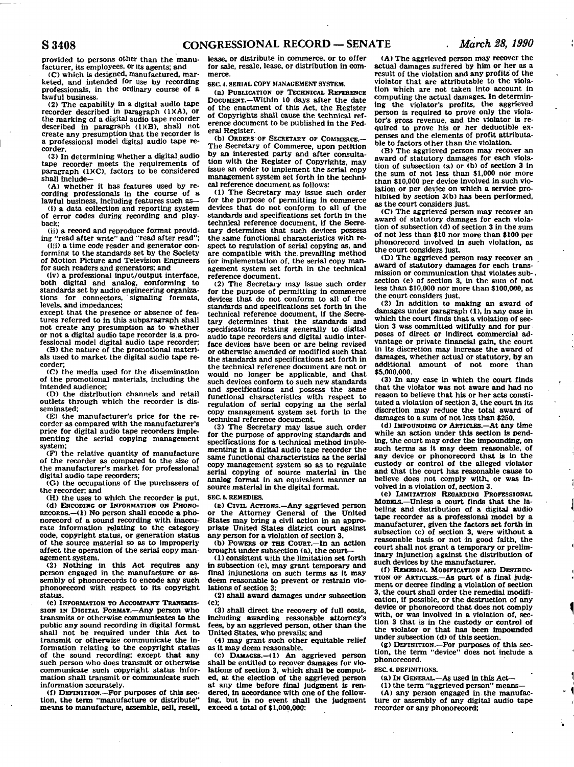provided to persons other than the manufacturer, its employees, or its agents; and

(C) which is designed, manufactured, marketed, and intended for use by recording professionals, in the ordinary course of a lawful business.

(2) The capability in a digital audio tape recorder described in paragraph (1)(A), or the marking of a digital audio tape recorder described in paragraph (1)(B), shall not create any presumption that the recorder is a professional model digital audio tape recorder.

(3) In determining whether a digital audio tape recorder meets the requirements of paragraph (1)(C), factors to be considered shall include—

(A) whether it has features used by recording professionals in the course of a lawful business, including features such as—

(i) a data collection and reporting system of error codes during recording and playback;

(ii) a record and reproduce format providing "read after write" and "read after read";

(iii) a time code reader and generator conforming to the standards set by the Society of Motion Picture and Television Engineers for such readers and generators; and

(iv) a professional input/output interface, both digital and analog, conforming to standards set by audio engineering organizations for connectors, signaling formats, levels, and impedances;

except that the presence or absence of features referred to in this subparagraph shall not create any presumption as to whether or not a digital audio tape recorder is a professional model digital audio tape recorder;

(B) the nature of the promotional materials used to market the digital audio tape recorder;

(C) the media used for the dissemination of the promotional materials, including the intended audience;

(D) the distribution channels and retail outlets through which the recorder is disseminated;

(E) the manufacturer's price for the recorder as compared with the manufacturer's price for digital audio tape recorders implementing the serial copying management system;

(F) the relative quantity of manufacture of the recorder as compared to the size of the manufacturer's market for professional digital audio tape recorders;

(G) the occupations of the purchasers of the recorder; and

(H) the uses to which the recorder is put.

(d) ENCODING OF INFORMATION ON PHONORECORDS.—(1) No person shall encode a phonorecord of a sound recording with inaccurate information relating to the category code, copyright status, or generation status of the source material so as to improperly affect the operation of the serial copy management system.

(2) Nothing in this Act requires any person engaged in the manufacture or assembly of phonorecords to encode any such phonorecord with respect to its copyright status.

(e) INFORMATION TO ACCOMPANY TRANSMISSION IN DIGITAL FORMAT.—Any person who transmits or otherwise communicates to the public any sound recording in digital format shall not be required under this Act to transmit or otherwise communicate the information relating to the copyright status of the sound recording; except that any such person who does transmit or otherwise communicate such copyright status information shall transmit or communicate such information accurately.

(f) DEFINITION.—For purposes of this section, the term "manufacture or distribute" means to manufacture, assemble, sell, resell, lease, or distribute in commerce, or to offer for sale, resale, lease, or distribution in commerce.

SEC. 4. SERIAL COPY MANAGEMENT SYSTEM.

(a) PUBLICATION OF TECHNICAL REFERENCE DOCUMENT.—Within 10 days after the date of the enactment of this Act, the Register of Copyrights shall cause the technical reference document to be published in the Federal Register.

(b) ORDERS OF SECRETARY OF COMMERCE.—The Secretary of Commerce, upon petition by an interested party and after consultation with the Register of Copyrights, may issue an order to implement the serial copy management system set forth in the technical reference document as follows:

(1) The Secretary may issue such order for the purpose of permitting in commerce devices that do not conform to all of the standards and specifications set forth in the technical reference document, if the Secretary determines that such devices possess the same functional characteristics with respect to regulation of serial copying as, and are compatible with the prevailing method for implementation of, the serial copy management system set forth in the technical reference document.

(2) The Secretary may issue such order for the purpose of permitting in commerce devices that do not conform to all of the standards and specifications set forth in the technical reference document, if the Secretary determines that the standards and specifications relating generally to digital audio tape recorders and digital audio interface devices have been or are being revised or otherwise amended or modified such that the standards and specifications set forth in the technical reference document are not or would no longer be applicable, and that such devices conform to such new standards and specifications and possess the same functional characteristics with respect to regulation of serial copying as the serial copy management system set forth in the technical reference document.

(3) The Secretary may issue such order for the purpose of approving standards and specifications for a technical method implementing in a digital audio tape recorder the same functional characteristics as the serial copy management system so as to regulate serial copying of source material in the analog format in an equivalent manner as source material in the digital format.

SEC. 5. REMEDIES.

(a) CIVIL ACTIONS.—Any aggrieved person or the Attorney General of the United States may bring a civil action in an appropriate United States district court against any person for a violation of section 3.

(b) POWERS OF THE COURT.—In an action brought under subsection (a), the court—

(1) consistent with the limitation set forth in subsection (e), may grant temporary and final injunctions on such terms as it may deem reasonable to prevent or restrain violations of section 3;

(2) shall award damages under subsection (c);

(3) shall direct the recovery of full costs, including awarding reasonable attorney's fees, by an aggrieved person, other than the United States, who prevails; and

(4) may grant such other equitable relief as it may deem reasonable.

(c) DAMAGES.—(1) An aggrieved person shall be entitled to recover damages for violations of section 3, which shall be computed, at the election of the aggrieved person at any time before final judgment is rendered, in accordance with one of the following, but in no event shall the judgment exceed a total of $1,000,000:

(A) The aggrieved person may recover the actual damages suffered by him or her as a result of the violation and any profits of the violator that are attributable to the violation which are not taken into account in computing the actual damages. In determining the violator's profits, the aggrieved person is required to prove only the violator's gross revenue, and the violator is required to prove his or her deductible expenses and the elements of profit attributable to factors other than the violation.

(B) The aggrieved person may recover an award of statutory damages for each violation of subsection (a) or (b) of section 3 in the sum of not less than $1,000 nor more than $10,000 per device involved in such violation or per device on which a service prohibited by section 3(b) has been performed, as the court considers just.

(C) The aggrieved person may recover an award of statutory damages for each violation of subsection (d) of section 3 in the sum of not less than $10 nor more than $100 per phonorecord involved in such violation, as the court considers just.

(D) The aggrieved person may recover an award of statutory damages for each transmission or communication that violates subsection (e) of section 3, in the sum of not less than $10,000 nor more than $100,000, as the court considers just.

(2) In addition to making an award of damages under paragraph (1), in any case in which the court finds that a violation of section 3 was committed willfully and for purposes of direct or indirect commercial advantage or private financial gain, the court in its discretion may increase the award of damages, whether actual or statutory, by an additional amount of not more than $5,000,000.

(3) In any case in which the court finds that the violator was not aware and had no reason to believe that his or her acts constituted a violation of section 3, the court in its discretion may reduce the total award of damages to a sum of not less than $250.

(d) IMPOUNDING OF ARTICLES.—At any time while an action under this section is pending, the court may order the impounding, on such terms as it may deem reasonable, of any device or phonorecord that is in the custody or control of the alleged violator and that the court has reasonable cause to believe does not comply with, or was involved in a violation of, section 3.

(e) LIMITATION REGARDING PROFESSIONAL MODELS.—Unless a court finds that the labeling and distribution of a digital audio tape recorder as a professional model by a manufacturer, given the factors set forth in subsection (c) of section 3, were without a reasonable basis or not in good faith, the court shall not grant a temporary or preliminary injunction against the distribution of such devices by the manufacturer.

(f) REMEDIAL MODIFICATION AND DESTRUCTION OF ARTICLES.—As part of a final judgment or decree finding a violation of section 3, the court shall order the remedial modification, if possible, or the destruction of any device or phonorecord that does not comply with, or was involved in a violation of, section 3 that is in the custody or control of the violator or that has been impounded under subsection (d) of this section.

(g) DEFINITION.—For purposes of this section, the term "device" does not include a phonorecord.

SEC. 6. DEFINITIONS.

(a) IN GENERAL.—As used in this Act—

(1) the term "aggrieved person" means—

(A) any person engaged in the manufacture or assembly of any digital audio tape recorder or any phonorecord;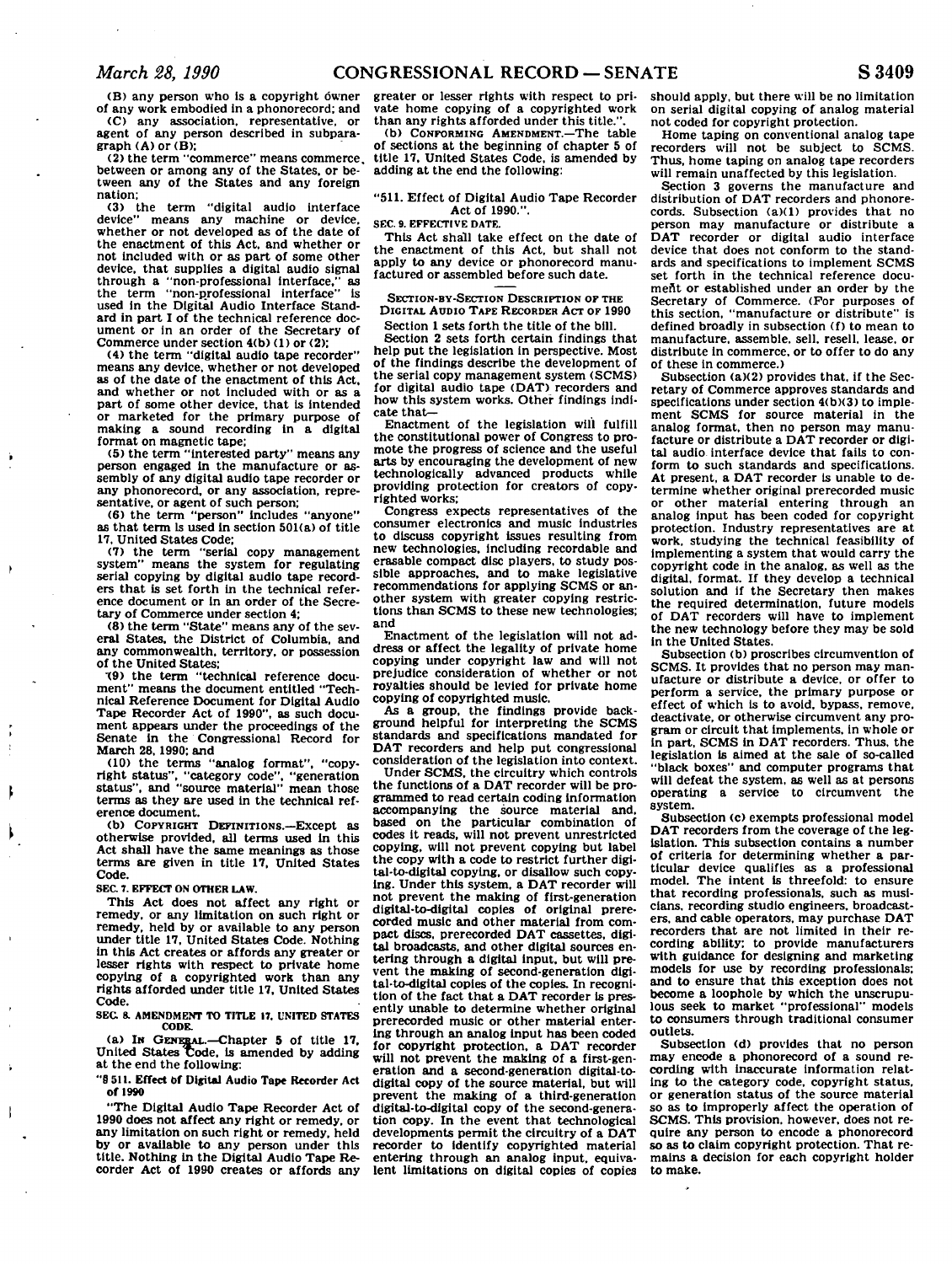(B) any person who is a copyright owner of any work embodied in a phonorecord; and

(C) any association, representative, or agent of any person described in subparagraph (A) or (B);

(2) the term "commerce" means commerce between or among any of the States, or between any of the States and any foreign nation;

(3) the term "digital audio interface device" means any machine or device, whether or not developed as of the date of the enactment of this Act, and whether or not included with or as part of some other device, that supplies a digital audio signal through a "non-professional interface," as the term "non-professional interface" is used in the Digital Audio Interface Standard in part I of the technical reference document or in an order of the Secretary of Commerce under section 4(b) (1) or (2);

(4) the term "digital audio tape recorder" means any device, whether or not developed as of the date of the enactment of this Act, and whether or not included with or as a part of some other device, that is intended or marketed for the primary purpose of making a sound recording in a digital format on magnetic tape;

(5) the term "interested party" means any person engaged in the manufacture or assembly of any digital audio tape recorder or any phonorecord, or any association, representative, or agent of such person;

(6) the term "person" includes "anyone" as that term is used in section 501(a) of title 17, United States Code;

(7) the term "serial copy management system" means the system for regulating serial copying by digital audio tape recorders that is set forth in the technical reference document or in an order of the Secretary of Commerce under section 4;

(8) the term "State" means any of the several States, the District of Columbia, and any commonwealth, territory, or possession of the United States;

(9) the term "technical reference document" means the document entitled "Technical Reference Document for Digital Audio Tape Recorder Act of 1990", as such document appears under the proceedings of the Senate in the Congressional Record for March 28, 1990; and

(10) the terms "analog format", "copyright status", "category code", "generation status", and "source material" mean those terms as they are used in the technical reference document.

(b) COPYRIGHT DEFINITIONS.—Except as otherwise provided, all terms used in this Act shall have the same meanings as those terms are given in title 17, United States Code.

SEC. 7. EFFECT ON OTHER LAW.

This Act does not affect any right or remedy, or any limitation on such right or remedy, held by or available to any person under title 17, United States Code. Nothing in this Act creates or affords any greater or lesser rights with respect to private home copying of a copyrighted work than any rights afforded under title 17, United States Code.

SEC. 8. AMENDMENT TO TITLE 17, UNITED STATES CODE.

(a) IN GENERAL.—Chapter 5 of title 17, United States Code, is amended by adding at the end the following:

"§ 511. Effect of Digital Audio Tape Recorder Act of 1990

"The Digital Audio Tape Recorder Act of 1990 does not affect any right or remedy, or any limitation on such right or remedy, held by or available to any person under this title. Nothing in the Digital Audio Tape Recorder Act of 1990 creates or affords any greater or lesser rights with respect to private home copying of a copyrighted work than any rights afforded under this title.".

(b) CONFORMING AMENDMENT.—The table of sections at the beginning of chapter 5 of title 17, United States Code, is amended by adding at the end the following:

"511. Effect of Digital Audio Tape Recorder Act of 1990.".

SEC. 9. EFFECTIVE DATE.

This Act shall take effect on the date of the enactment of this Act, but shall not apply to any device or phonorecord manufactured or assembled before such date.

## SECTION-BY-SECTION DESCRIPTION OF THE DIGITAL AUDIO TAPE RECORDER ACT OF 1990

Section 1 sets forth the title of the bill.

Section 2 sets forth certain findings that help put the legislation in perspective. Most of the findings describe the development of the serial copy management system (SCMS) for digital audio tape (DAT) recorders and how this system works. Other findings indicate that—

Enactment of the legislation will fulfill the constitutional power of Congress to promote the progress of science and the useful arts by encouraging the development of new technologically advanced products while providing protection for creators of copyrighted works;

Congress expects representatives of the consumer electronics and music industries to discuss copyright issues resulting from new technologies, including recordable and erasable compact disc players, to study possible approaches, and to make legislative recommendations for applying SCMS or another system with greater copying restrictions than SCMS to these new technologies; and

Enactment of the legislation will not address or affect the legality of private home copying under copyright law and will not prejudice consideration of whether or not royalties should be levied for private home copying of copyrighted music.

As a group, the findings provide background helpful for interpreting the SCMS standards and specifications mandated for DAT recorders and help put congressional consideration of the legislation into context.

Under SCMS, the circuitry which controls the functions of a DAT recorder will be programmed to read certain coding information accompanying the source material and, based on the particular combination of codes it reads, will not prevent unrestricted copying, will not prevent copying but label the copy with a code to restrict further digital-to-digital copying, or disallow such copying. Under this system, a DAT recorder will not prevent the making of first-generation digital-to-digital copies of original prerecorded music and other material from compact discs, prerecorded DAT cassettes, digital broadcasts, and other digital sources entering through a digital input, but will prevent the making of second-generation digital-to-digital copies of the copies. In recognition of the fact that a DAT recorder is presently unable to determine whether original prerecorded music or other material entering through an analog input has been coded for copyright protection, a DAT recorder will not prevent the making of a first-generation and a second-generation digital-to-digital copy of the source material, but will prevent the making of a third-generation digital-to-digital copy of the second-generation copy. In the event that technological developments permit the circuitry of a DAT recorder to identify copyrighted material entering through an analog input, equivalent limitations on digital copies of copies should apply, but there will be no limitation on serial digital copying of analog material not coded for copyright protection.

Home taping on conventional analog tape recorders will not be subject to SCMS. Thus, home taping on analog tape recorders will remain unaffected by this legislation.

Section 3 governs the manufacture and distribution of DAT recorders and phonorecords. Subsection (a)(1) provides that no person may manufacture or distribute a DAT recorder or digital audio interface device that does not conform to the standards and specifications to implement SCMS set forth in the technical reference document or established under an order by the Secretary of Commerce. (For purposes of this section, "manufacture or distribute" is defined broadly in subsection (f) to mean to manufacture, assemble, sell, resell, lease, or distribute in commerce, or to offer to do any of these in commerce.)

Subsection (a)(2) provides that, if the Secretary of Commerce approves standards and specifications under section 4(b)(3) to implement SCMS for source material in the analog format, then no person may manufacture or distribute a DAT recorder or digital audio interface device that fails to conform to such standards and specifications. At present, a DAT recorder is unable to determine whether original prerecorded music or other material entering through an analog input has been coded for copyright protection. Industry representatives are at work, studying the technical feasibility of implementing a system that would carry the copyright code in the analog, as well as the digital, format. If they develop a technical solution and if the Secretary then makes the required determination, future models of DAT recorders will have to implement the new technology before they may be sold in the United States.

Subsection (b) proscribes circumvention of SCMS. It provides that no person may manufacture or distribute a device, or offer to perform a service, the primary purpose or effect of which is to avoid, bypass, remove, deactivate, or otherwise circumvent any program or circuit that implements, in whole or in part, SCMS in DAT recorders. Thus, the legislation is aimed at the sale of so-called "black boxes" and computer programs that will defeat the system, as well as at persons operating a service to circumvent the system.

Subsection (c) exempts professional model DAT recorders from the coverage of the legislation. This subsection contains a number of criteria for determining whether a particular device qualifies as a professional model. The intent is threefold: to ensure that recording professionals, such as musicians, recording studio engineers, broadcasters, and cable operators, may purchase DAT recorders that are not limited in their recording ability; to provide manufacturers with guidance for designing and marketing models for use by recording professionals; and to ensure that this exception does not become a loophole by which the unscrupulous seek to market "professional" models to consumers through traditional consumer outlets.

Subsection (d) provides that no person may encode a phonorecord of a sound recording with inaccurate information relating to the category code, copyright status, or generation status of the source material so as to improperly affect the operation of SCMS. This provision, however, does not require any person to encode a phonorecord so as to claim copyright protection. That remains a decision for each copyright holder to make.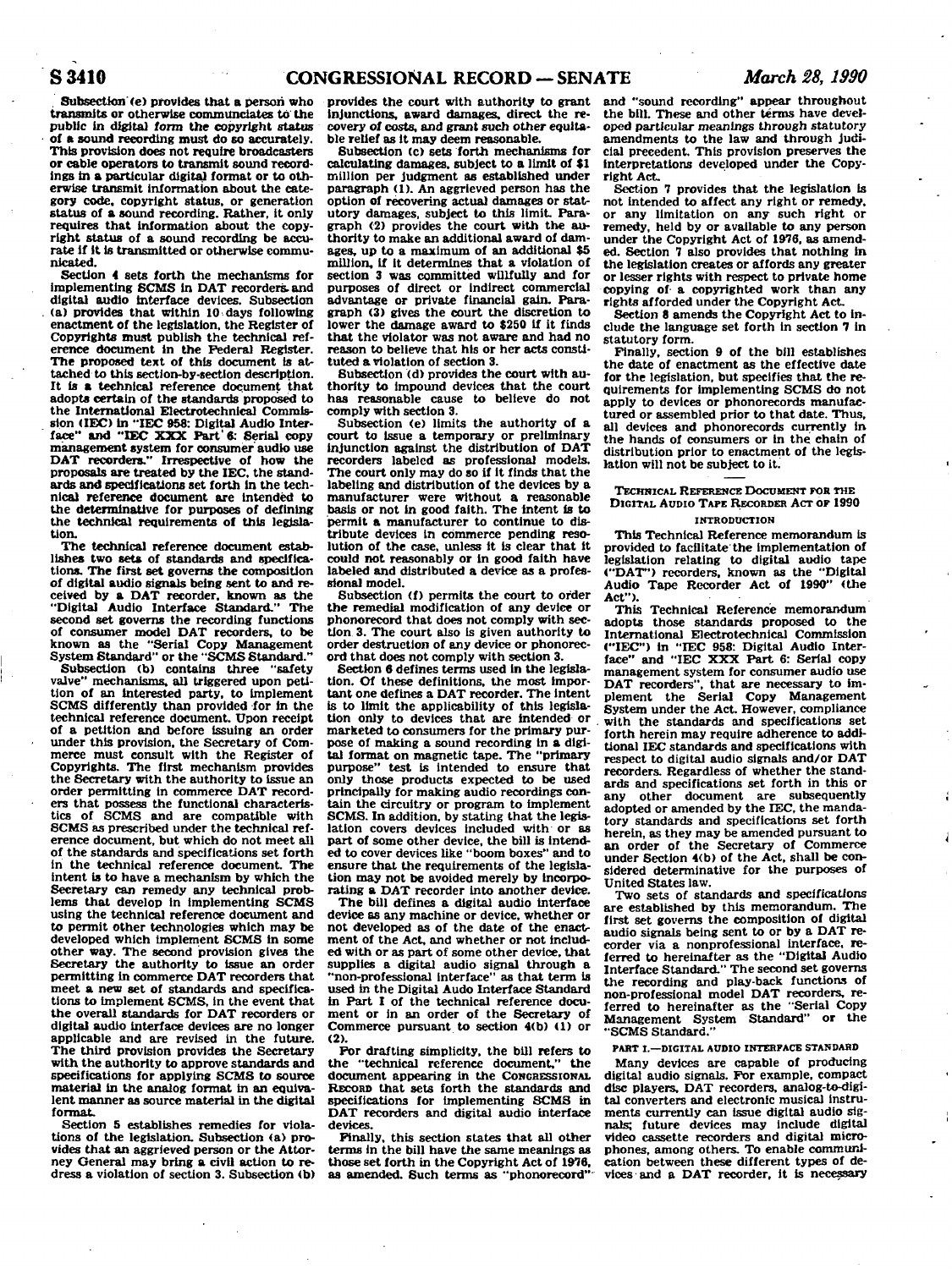Subsection (e) provides that a person who transmits or otherwise communicates to the public in digital form the copyright status of a sound recording must do so accurately. This provision does not require broadcasters or cable operators to transmit sound recordings in a particular digital format or to otherwise transmit information about the category code, copyright status, or generation status of a sound recording. Rather, it only requires that information about the copyright status of a sound recording be accurate if it is transmitted or otherwise communicated.

Section 4 sets forth the mechanisms for implementing SCMS in DAT recorders and digital audio interface devices. Subsection (a) provides that within 10 days following enactment of the legislation, the Register of Copyrights must publish the technical reference document in the Federal Register. The proposed text of this document is attached to this section-by-section description. It is a technical reference document that adopts certain of the standards proposed to the International Electrotechnical Commission (IEC) in "IEC 958: Digital Audio Interface" and "IEC XXX Part 6: Serial copy management system for consumer audio use DAT recorders." Irrespective of how the proposals are treated by the IEC, the standards and specifications set forth in the technical reference document are intended to the determinative for purposes of defining the technical requirements of this legislation.

The technical reference document establishes two sets of standards and specifications. The first set governs the composition of digital audio signals being sent to and received by a DAT recorder, known as the "Digital Audio Interface Standard." The second set governs the recording functions of consumer model DAT recorders, to be known as the "Serial Copy Management System Standard" or the "SCMS Standard."

Subsection (b) contains three "safety valve" mechanisms, all triggered upon petition of an interested party, to implement SCMS differently than provided for in the technical reference document. Upon receipt of a petition and before issuing an order under this provision, the Secretary of Commerce must consult with the Register of Copyrights. The first mechanism provides the Secretary with the authority to issue an order permitting in commerce DAT recorders that possess the functional characteristics of SCMS and are compatible with SCMS as prescribed under the technical reference document, but which do not meet all of the standards and specifications set forth in the technical reference document. The intent is to have a mechanism by which the Secretary can remedy any technical problems that develop in implementing SCMS using the technical reference document and to permit other technologies which may be developed which implement SCMS in some other way. The second provision gives the Secretary the authority to issue an order permitting in commerce DAT recorders that meet a new set of standards and specifications to implement SCMS, in the event that the overall standards for DAT recorders or digital audio interface devices are no longer applicable and are revised in the future. The third provision provides the Secretary with the authority to approve standards and specifications for applying SCMS to source material in the analog format in an equivalent manner as source material in the digital format.

Section 5 establishes remedies for violations of the legislation. Subsection (a) provides that an aggrieved person or the Attorney General may bring a civil action to redress a violation of section 3. Subsection (b) provides the court with authority to grant injunctions, award damages, direct the recovery of costs, and grant such other equitable relief as it may deem reasonable.

Subsection (c) sets forth mechanisms for calculating damages, subject to a limit of $1 million per judgment as established under paragraph (1). An aggrieved person has the option of recovering actual damages or statutory damages, subject to this limit. Paragraph (2) provides the court with the authority to make an additional award of damages, up to a maximum of an additional $5 million, if it determines that a violation of section 3 was committed willfully and for purposes of direct or indirect commercial advantage or private financial gain. Paragraph (3) gives the court the discretion to lower the damage award to $250 if it finds that the violator was not aware and had no reason to believe that his or her acts constituted a violation of section 3.

Subsection (d) provides the court with authority to impound devices that the court has reasonable cause to believe do not comply with section 3.

Subsection (e) limits the authority of a court to issue a temporary or preliminary injunction against the distribution of DAT recorders labeled as professional models. The court only may do so if it finds that the labeling and distribution of the devices by a manufacturer were without a reasonable basis or not in good faith. The intent is to permit a manufacturer to continue to distribute devices in commerce pending resolution of the case, unless it is clear that it could not reasonably or in good faith have labeled and distributed a device as a professional model.

Subsection (f) permits the court to order the remedial modification of any device or phonorecord that does not comply with section 3. The court also is given authority to order destruction of any device or phonorecord that does not comply with section 3.

Section 6 defines terms used in the legislation. Of these definitions, the most important one defines a DAT recorder. The intent is to limit the applicability of this legislation only to devices that are intended or marketed to consumers for the primary purpose of making a sound recording in a digital format on magnetic tape. The "primary purpose" test is intended to ensure that only those products expected to be used principally for making audio recordings contain the circuitry or program to implement SCMS. In addition, by stating that the legislation covers devices included with or as part of some other device, the bill is intended to cover devices like "boom boxes" and to ensure that the requirements of the legislation may not be avoided merely by incorporating a DAT recorder into another device.

The bill defines a digital audio interface device as any machine or device, whether or not developed as of the date of the enactment of the Act, and whether or not included with or as part of some other device, that supplies a digital audio signal through a "non-professional interface" as that term is used in the Digital Audo Interface Standard in Part I of the technical reference document or in an order of the Secretary of Commerce pursuant to section 4(b) (1) or (2).

For drafting simplicity, the bill refers to the "technical reference document," the document appearing in the CONGRESSIONAL RECORD that sets forth the standards and specifications for implementing SCMS in DAT recorders and digital audio interface devices.

Finally, this section states that all other terms in the bill have the same meanings as those set forth in the Copyright Act of 1976, as amended. Such terms as "phonorecord" and "sound recording" appear throughout the bill. These and other terms have developed particular meanings through statutory amendments to the law and through judicial precedent. This provision preserves the interpretations developed under the Copyright Act.

Section 7 provides that the legislation is not intended to affect any right or remedy, or any limitation on any such right or remedy, held by or available to any person under the Copyright Act of 1976, as amended. Section 7 also provides that nothing in the legislation creates or affords any greater or lesser rights with respect to private home copying of a copyrighted work than any rights afforded under the Copyright Act.

Section 8 amends the Copyright Act to include the language set forth in section 7 in statutory form.

Finally, section 9 of the bill establishes the date of enactment as the effective date for the legislation, but specifies that the requirements for implementing SCMS do not apply to devices or phonorecords manufactured or assembled prior to that date. Thus, all devices and phonorecords currently in the hands of consumers or in the chain of distribution prior to enactment of the legislation will not be subject to it.

## TECHNICAL REFERENCE DOCUMENT FOR THE DIGITAL AUDIO TAPE RECORDER ACT OF 1990

### INTRODUCTION

This Technical Reference memorandum is provided to facilitate the implementation of legislation relating to digital audio tape ("DAT") recorders, known as the "Digital Audio Tape Recorder Act of 1990" (the Act").

This Technical Reference memorandum adopts those standards proposed to the International Electrotechnical Commission ("IEC") in "IEC 958: Digital Audio Interface" and "IEC XXX Part 6: Serial copy management system for consumer audio use DAT recorders", that are necessary to implement the Serial Copy Management System under the Act. However, compliance with the standards and specifications set forth herein may require adherence to additional IEC standards and specifications with respect to digital audio signals and/or DAT recorders. Regardless of whether the standards and specifications set forth in this or any other document are subsequently adopted or amended by the IEC, the mandatory standards and specifications set forth herein, as they may be amended pursuant to an order of the Secretary of Commerce under Section 4(b) of the Act, shall be considered determinative for the purposes of United States law.

Two sets of standards and specifications are established by this memorandum. The first set governs the composition of digital audio signals being sent to or by a DAT recorder via a nonprofessional interface, referred to hereinafter as the "Digital Audio Interface Standard." The second set governs the recording and play-back functions of non-professional model DAT recorders, referred to hereinafter as the "Serial Copy Management System Standard" or the "SCMS Standard."

### PART I.—DIGITAL AUDIO INTERFACE STANDARD

Many devices are capable of producing digital audio signals. For example, compact disc players, DAT recorders, analog-to-digital converters and electronic musical instruments currently can issue digital audio signals; future devices may include digital video cassette recorders and digital microphones, among others. To enable communication between these different types of devices and a DAT recorder, it is necessary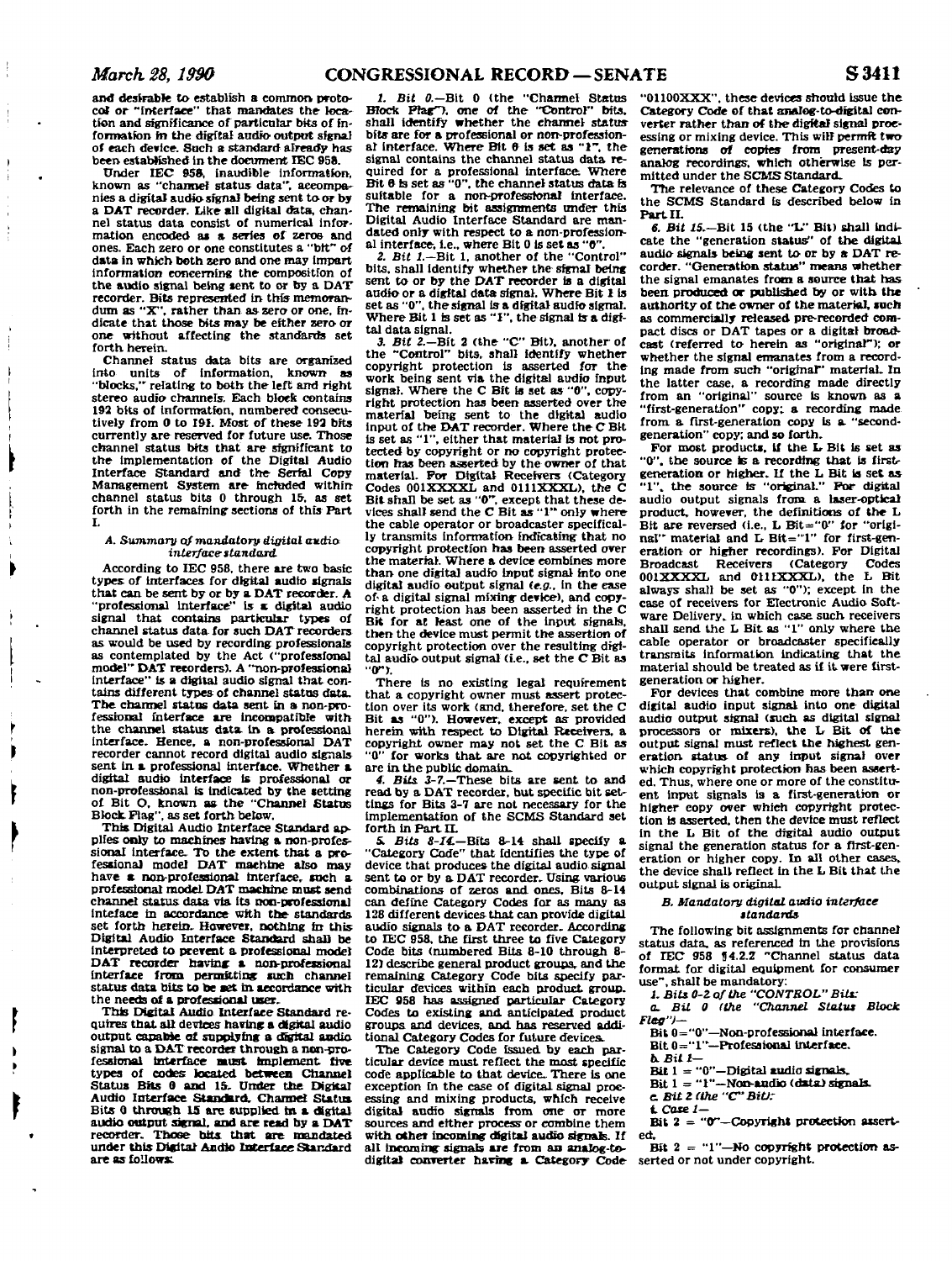and desirable to establish a common protocol or "interface" that mandates the location and significance of particular bits of information in the digital audio output signal of each device. Such a standard already has been established in the document IEC 958.

Under IEC 958, inaudible information, known as "channel status data", accompanies a digital audio signal being sent to or by a DAT recorder. Like all digital data, channel status data consist of numerical information encoded as a series of zeros and ones. Each zero or one constitutes a "bit" of data in which both zero and one may impart information concerning the composition of the audio signal being sent to or by a DAT recorder. Bits represented in this memorandum as "X", rather than as zero or one, indicate that those bits may be either zero or one without affecting the standards set forth herein.

Channel status data bits are organized into units of information, known as "blocks," relating to both the left and right stereo audio channels. Each block contains 192 bits of information, numbered consecutively from 0 to 191. Most of these 192 bits currently are reserved for future use. Those channel status bits that are significant to the implementation of the Digital Audio Interface Standard and the Serial Copy Management System are included within channel status bits 0 through 15, as set forth in the remaining sections of this Part I.

### *A. Summary of mandatory digital audio interface standard*

According to IEC 958, there are two basic types of interfaces for digital audio signals that can be sent by or by a DAT recorder. A "professional interface" is a digital audio signal that contains particular types of channel status data for such DAT recorders as would be used by recording professionals as contemplated by the Act ("professional model" DAT recorders). A "non-professional interface" is a digital audio signal that contains different types of channel status data. The channel status data sent in a non-professional interface are incompatible with the channel status data in a professional interface. Hence, a non-professional DAT recorder cannot record digital audio signals sent in a professional interface. Whether a digital audio interface is professional or non-professional is indicated by the setting of Bit O, known as the "Channel Status Block Flag", as set forth below.

This Digital Audio Interface Standard applies only to machines having a non-professional interface. To the extent that a professional model DAT machine also may have a non-professional interface, such a professional model DAT machine must send channel status data via its non-professional inteface in accordance with the standards set forth herein. However, nothing in this Digital Audio Interface Standard shall be interpreted to prevent a professional model DAT recorder having a non-professional interface from permitting such channel status data bits to be set in accordance with the needs of a professional user.

This Digital Audio Interface Standard requires that all devices having a digital audio output capable of supplying a digital audio signal to a DAT recorder through a non-professional interface must implement five types of codes located between Channel Status Bits 0 and 15. Under the Digital Audio Interface Standard, Channel Status Bits 0 through 15 are supplied in a digital audio output signal, and are read by a DAT recorder. Those bits that are mandated under this Digital Audio Interface Standard are as follows:

*1. Bit 0.*—Bit 0 (the "Channel Status Block Flag"), one of the "Control" bits, shall identify whether the channel status bits are for a professional or non-professional interface. Where Bit 0 is set as "1", the signal contains the channel status data required for a professional interface. Where Bit 0 is set as "0", the channel status data is suitable for a non-professional interface. The remaining bit assignments under this Digital Audio Interface Standard are mandated only with respect to a non-professional interface, i.e., where Bit 0 is set as "0".

*2. Bit 1.*—Bit 1, another of the "Control" bits, shall identify whether the signal being sent to or by the DAT recorder is a digital audio or a digital data signal. Where Bit 1 is set as "0", the signal is a digital audio signal. Where Bit 1 is set as "1", the signal is a digital data signal.

*3. Bit 2.*—Bit 2 (the "C" Bit), another of the "Control" bits, shall identify whether copyright protection is asserted for the work being sent via the digital audio input signal. Where the C Bit is set as "0", copyright protection has been asserted over the material being sent to the digital audio input of the DAT recorder. Where the C Bit is set as "1", either that material is not protected by copyright or no copyright protection has been asserted by the owner of that material. For Digital Receivers (Category Codes 001XXXXL and 0111XXXL), the C Bit shall be set as "0", except that these devices shall send the C Bit as "1" only where the cable operator or broadcaster specifically transmits information indicating that no copyright protection has been asserted over the material. Where a device combines more than one digital audio input signal into one digital audio output signal (*e.g.*, in the case of a digital signal mixing device), and copyright protection has been asserted in the C Bit for at least one of the input signals, then the device must permit the assertion of copyright protection over the resulting digital audio output signal (i.e., set the C Bit as "0").

There is no existing legal requirement that a copyright owner must assert protection over its work (and, therefore, set the C Bit as "0"). However, except as provided herein with respect to Digital Receivers, a copyright owner may not set the C Bit as "0" for works that are not copyrighted or are in the public domain.

*4. Bits 3-7.*—These bits are sent to and read by a DAT recorder, but specific bit settings for Bits 3-7 are not necessary for the implementation of the SCMS Standard set forth in Part II.

*5. Bits 8-14.*—Bits 8-14 shall specify a "Category Code" that identifies the type of device that produces the digital audio signal sent to or by a DAT recorder. Using various combinations of zeros and ones, Bits 8-14 can define Category Codes for as many as 128 different devices that can provide digital audio signals to a DAT recorder. According to IEC 958, the first three to five Category Code bits (numbered Bits 8-10 through 8-12) describe general product groups, and the remaining Category Code bits specify particular devices within each product group. IEC 958 has assigned particular Category Codes to existing and anticipated product groups and devices, and has reserved additional Category Codes for future devices.

The Category Code issued by each particular device must reflect the most specific code applicable to that device. There is one exception in the case of digital signal processing and mixing products, which receive digital audio signals from one or more sources and either process or combine them with other incoming digital audio signals. If all incoming signals are from an analog-to-digital converter having a Category Code "01100XXX", these devices should issue the Category Code of that analog-to-digital converter rather than of the digital signal processing or mixing device. This will permit two generations of copies from present-day analog recordings, which otherwise is permitted under the SCMS Standard.

The relevance of these Category Codes to the SCMS Standard is described below in Part II.

*6. Bit 15.*—Bit 15 (the "L" Bit) shall indicate the "generation status" of the digital audio signals being sent to or by a DAT recorder. "Generation status" means whether the signal emanates from a source that has been produced or published by or with the authority of the owner of the material, such as commercially released pre-recorded compact discs or DAT tapes or a digital broadcast (referred to herein as "original"); or whether the signal emanates from a recording made from such "original" material. In the latter case, a recording made directly from an "original" source is known as a "first-generation" copy; a recording made from a first-generation copy is a "second-generation" copy; and so forth.

For most products, if the L Bit is set as "0", the source is a recording that is first-generation or higher. If the L Bit is set as "1", the source is "original." For digital audio output signals from a laser-optical product, however, the definitions of the L Bit are reversed (i.e., L Bit="0" for "original" material and L Bit="1" for first-generation or higher recordings). For Digital Broadcast Receivers (Category Codes 001XXXXL and 0111XXXL), the L Bit always shall be set as "0"); except in the case of receivers for Electronic Audio Software Delivery, in which case such receivers shall send the L Bit as "1" only where the cable operator or broadcaster specifically transmits information indicating that the material should be treated as if it were first-generation or higher.

For devices that combine more than one digital audio input signal into one digital audio output signal (such as digital signal processors or mixers), the L Bit of the output signal must reflect the highest generation status of any input signal over which copyright protection has been asserted. Thus, where one or more of the constituent input signals is a first-generation or higher copy over which copyright protection is asserted, then the device must reflect in the L Bit of the digital audio output signal the generation status for a first-generation or higher copy. In all other cases, the device shall reflect in the L Bit that the output signal is original.

### *B. Mandatory digital audio interface standards*

The following bit assignments for channel status data, as referenced in the provisions of IEC 958 ¶4.2.2 "Channel status data format for digital equipment for consumer use", shall be mandatory:

*1. Bits 0-2 of the "CONTROL" Bits:*

*a. Bit 0 (the "Channel Status Block Flag")*—

Bit 0="0"—Non-professional interface.

Bit 0="1"—Professional interface.

*b. Bit 1*—

Bit 1 = "0"—Digital audio signals.

Bit 1 = "1"—Non-audio (data) signals.

*c. Bit 2 (the "C" Bit):*

*i. Case 1*—

Bit 2 = "0"—Copyright protection asserted.

Bit 2 = "1"—No copyright protection asserted or not under copyright.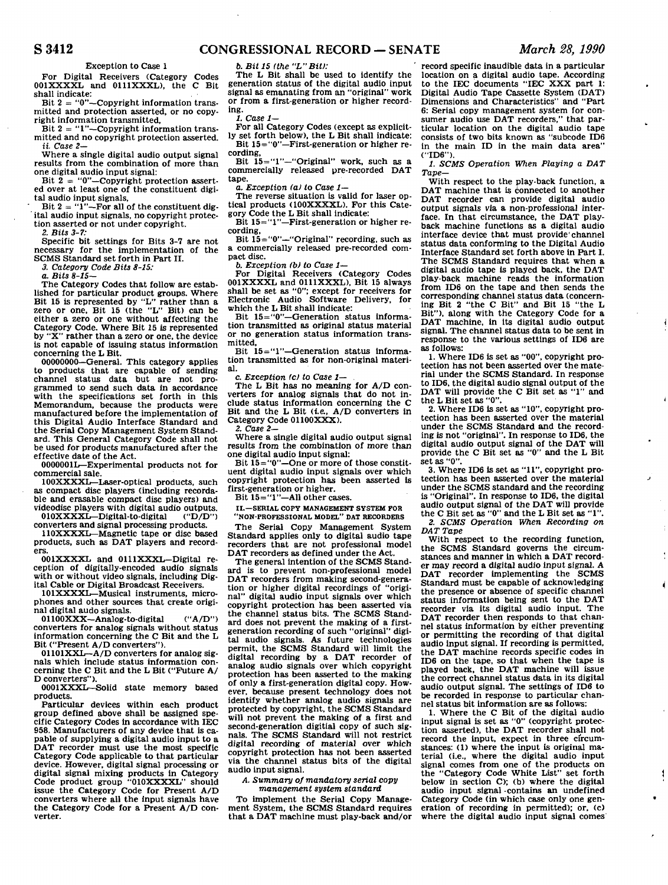Exception to Case 1

For Digital Receivers (Category Codes 001XXXXL and 0111XXXL), the C Bit shall indicate:

Bit 2 = "0"—Copyright information transmitted and protection asserted, or no copyright information transmitted,

Bit 2 = "1"—Copyright information transmitted and no copyright protection asserted.

*ii. Case 2—*

Where a single digital audio output signal results from the combination of more than one digital audio input signal:

Bit 2 = "0"—Copyright protection asserted over at least one of the constituent digital audio input signals,

Bit 2 = "1"—For all of the constituent digital audio input signals, no copyright protection asserted or not under copyright.

*2. Bits 3-7:*

Specific bit settings for Bits 3-7 are not necessary for the implementation of the SCMS Standard set forth in Part II.

*3. Category Code Bits 8-15:*

*a. Bits 8-15—*

The Category Codes that follow are established for particular product groups. Where Bit 15 is represented by "L" rather than a zero or one, Bit 15 (the "L" Bit) can be either a zero or one without affecting the Category Code. Where Bit 15 is represented by "X" rather than a zero or one, the device is not capable of issuing status information concerning the L Bit.

00000000—General. This category applies to products that are capable of sending channel status data but are not programmed to send such data in accordance with the specifications set forth in this Memorandum, because the products were manufactured before the implementation of this Digital Audio Interface Standard and the Serial Copy Management System Standard. This General Category Code shall not be used for products manufactured after the effective date of the Act.

0000001L—Experimental products not for commercial sale.

100XXXXL—Laser-optical products, such as compact disc players (including recordable and erasable compact disc players) and videodisc players with digital audio outputs.

010XXXXL—Digital-to-digital ("D/D") converters and signal processing products.

110XXXXL—Magnetic tape or disc based products, such as DAT players and recorders.

001XXXXL and 0111XXXL—Digital reception of digitally-encoded audio signals with or without video signals, including Digital Cable or Digital Broadcast Receivers.

101XXXXL—Musical instruments, microphones and other sources that create original digital audo signals.

01100XXX—Analog-to-digital ("A/D") converters for analog signals without status information concerning the C Bit and the L Bit ("Present A/D converters").

01101XXL—A/D converters for analog signals which include status information concerning the C Bit and the L Bit ("Future A/D converters").

0001XXXL—Solid state memory based products.

Particular devices within each product group defined above shall be assigned specific Category Codes in accordance with IEC 958. Manufacturers of any device that is capable of supplying a digital audio input to a DAT recorder must use the most specific Category Code applicable to that particular device. However, digital signal processing or digital signal mixing products in Category Code product group "010XXXXL" should issue the Category Code for Present A/D converters where all the input signals have the Category Code for a Present A/D converter.

*b. Bit 15 (the "L" Bit):*

The L Bit shall be used to identify the generation status of the digital audio input signal as emanating from an "original" work or from a first-generation or higher recording.

*1. Case 1—*

For all Category Codes (except as explicitly set forth below), the L Bit shall indicate:

Bit 15="0"—First-generation or higher recording,

Bit 15="1"—"Original" work, such as a commercially released pre-recorded DAT tape.

*a. Exception (a) to Case 1—*

The reverse situation is valid for laser optical products (100XXXXL). For this Category Code the L Bit shall indicate:

Bit 15="1"—First-generation or higher recording,

Bit 15="0"—"Original" recording, such as a commercially released pre-recorded compact disc.

*b. Exception (b) to Case 1—*

For Digital Receivers (Category Codes 001XXXXL and 0111XXXL), Bit 15 always shall be set as "0"; except for receivers for Electronic Audio Software Delivery, for which the L Bit shall indicate:

Bit 15="0"—Generation status information transmitted as original status material or no generation status information transmitted,

Bit 15="1"—Generation status information transmitted as for non-original material.

*c. Exception (c) to Case 1—*

The L Bit has no meaning for A/D converters for analog signals that do not include status information concerning the C Bit and the L Bit (*i.e.,* A/D converters in Category Code 01100XXX).

*2. Case 2—*

Where a single digital audio output signal results from the combination of more than one digital audio input signal:

Bit 15="0"—One or more of those constituent digital audio input signals over which copyright protection has been asserted is first-generation or higher.

Bit 15="1"—All other cases.

II.—SERIAL COPY MANAGEMENT SYSTEM FOR "NON-PROFESSIONAL MODEL" DAT RECORDERS

The Serial Copy Management System Standard applies only to digital audio tape recorders that are not professional model DAT recorders as defined under the Act.

The general intention of the SCMS Standard is to prevent non-professional model DAT recorders from making second-generation or higher digital recordings of "original" digital audio input signals over which copyright protection has been asserted via the channel status bits. The SCMS Standard does not prevent the making of a first-generation recording of such "original" digital audio signals. As future technologies permit, the SCMS Standard will limit the digital recording by a DAT recorder of analog audio signals over which copyright protection has been asserted to the making of only a first-generation digital copy. However, because present technology does not identify whether analog audio signals are protected by copyright, the SCMS Standard will not prevent the making of a first and second-generation digitial copy of such signals. The SCMS Standard will not restrict digital recording of material over which copyright protection has not been asserted via the channel status bits of the digital audio input signal.

*A. Summary of mandatory serial copy management system standard*

To implement the Serial Copy Management System, the SCMS Standard requires that a DAT machine must play-back and/or record specific inaudible data in a particular location on a digital audio tape. According to the IEC documents "IEC XXX part 1: Digital Audio Tape Cassette System (DAT) Dimensions and Characteristics" and "Part 6: Serial copy management system for consumer audio use DAT recorders," that particular location on the digital audio tape consists of two bits known as "subcode ID6 in the main ID in the main data area" ("ID6").

*1. SCMS Operation When Playing a DAT Tape—*

With respect to the play-back function, a DAT machine that is connected to another DAT recorder can provide digital audio output signals via a non-professional interface. In that circumstance, the DAT play-back machine functions as a digital audio interface device that must provide channel status data conforming to the Digital Audio Interface Standard set forth above in Part I. The SCMS Standard requires that when a digital audio tape is played back, the DAT play-back machine reads the information from ID6 on the tape and then sends the corresponding channel status data (concerning Bit 2 "the C Bit" and Bit 15 "the L Bit"), along with the Category Code for a DAT machine, in its digital audio output signal. The channel status data to be sent in response to the various settings of ID6 are as follows:

1. Where ID6 is set as "00", copyright protection has not been asserted over the material under the SCMS Standard. In response to ID6, the digital audio signal output of the DAT will provide the C Bit set as "1" and the L Bit set as "0".

2. Where ID6 is set as "10", copyright protection has been asserted over the material under the SCMS Standard and the recording is not "original". In response to ID6, the digital audio output signal of the DAT will provide the C Bit set as "0" and the L Bit set as "0".

3. Where ID6 is set as "11", copyright protection has been asserted over the material under the SCMS standard and the recording is "Original". In response to ID6, the digital audio output signal of the DAT will provide the C Bit set as "0" and the L Bit set as "1".

*2. SCMS Operation When Recording on DAT Tape*

With respect to the recording function, the SCMS Standard governs the circumstances and manner in which a DAT recorder may record a digital audio input signal. A DAT recorder implementing the SCMS Standard must be capable of acknowledging the presence or absence of specific channel status information being sent to the DAT recorder via its digital audio input. The DAT recorder then responds to that channel status information by either preventing or permitting the recording of that digital audio input signal. If recording is permitted, the DAT machine records specific codes in ID6 on the tape, so that when the tape is played back, the DAT machine will issue the correct channel status data in its digital audio output signal. The settings of ID6 to be recorded in response to particular channel status bit information are as follows:

1. Where the C Bit of the digital audio input signal is set as "0" (copyright protection asserted), the DAT recorder shall not record the input, expect in three circumstances: (1) where the input is original material (i.e., where the digital audio input signal comes from one of the products on the "Category Code White List" set forth below in section C); (b) where the digital audio input signal contains an undefined Category Code (in which case only one generation of recording in permitted); or, (c) where the digital audio input signal comes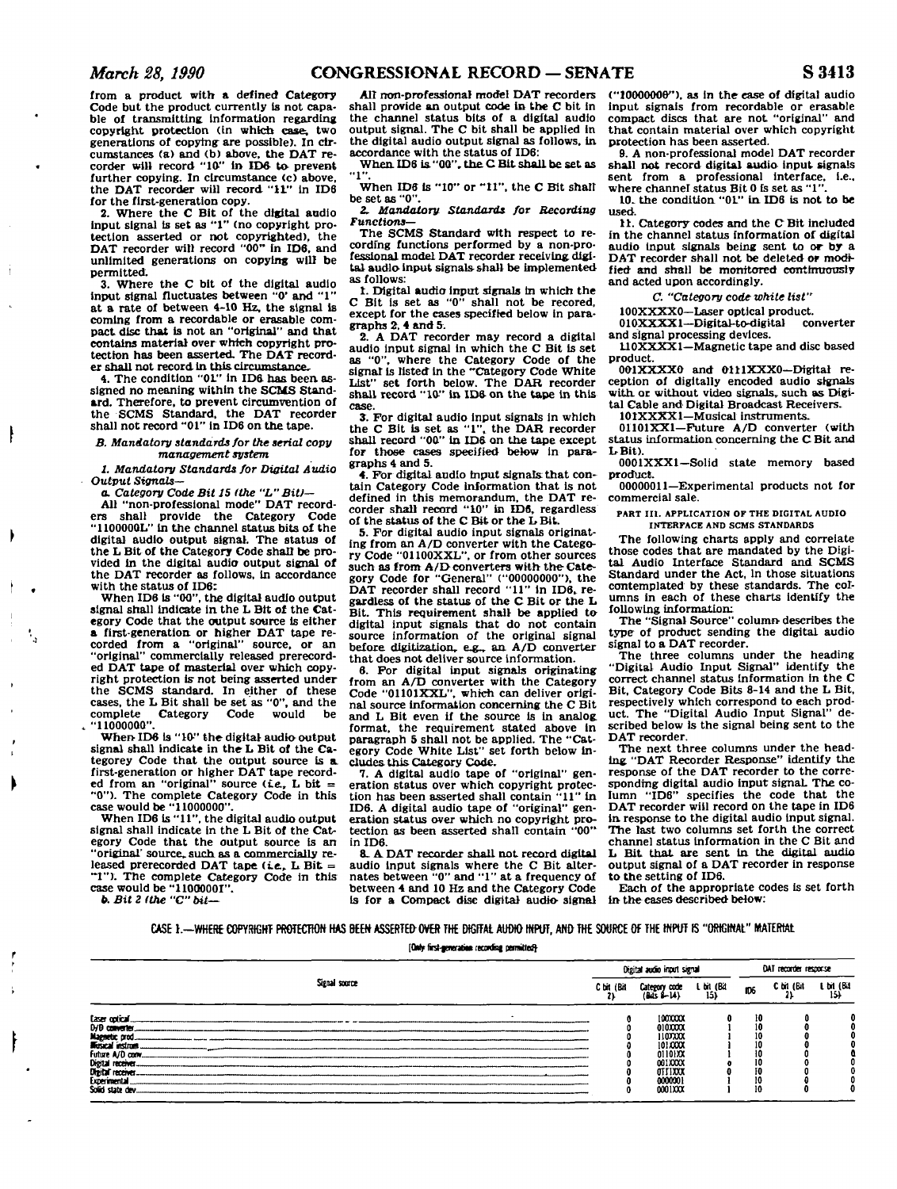from a product with a defined Category Code but the product currently is not capable of transmitting information regarding copyright protection (in which case, two generations of copying are possible). In circumstances (a) and (b) above, the DAT recorder will record "10" in ID6 to prevent further copying. In circumstance (c) above, the DAT recorder will record "11" in ID6 for the first-generation copy.

2. Where the C Bit of the digital audio input signal is set as "1" (no copyright protection asserted or not copyrighted), the DAT recorder will record "00" in ID6, and unlimited generations on copying will be permitted.

3. Where the C bit of the digital audio input signal fluctuates between "0' and "1" at a rate of between 4-10 Hz, the signal is coming from a recordable or erasable compact disc that is not an "original" and that contains material over which copyright protection has been asserted. The DAT recorder shall not record in this circumstance.

4. The condition "01" in ID6 has been assigned no meaning within the SCMS Standard. Therefore, to prevent circumvention of the SCMS Standard, the DAT recorder shall not record "01" in ID6 on the tape.

*B. Mandatory standards for the serial copy management system*

*1. Mandatory Standards for Digital Audio Output Signals—*

*a. Category Code Bit 15 (the "L" Bit)—*

All "non-professional mode" DAT recorders shall provide the Category Code "1100000L" in the channel status bits of the digital audio output signal. The status of the L Bit of the Category Code shall be provided in the digital audio output signal of the DAT recorder as follows, in accordance with the status of ID6:

When ID6 is "00", the digital audio output signal shall indicate in the L Bit of the Category Code that the output source is either a first-generation or higher DAT tape recorded from a "original" source, or an "original" commercially released prerecorded DAT tape of masterial over which copyright protection is not being asserted under the SCMS standard. In either of these cases, the L Bit shall be set as "0", and the complete Category Code would be "11000000".

When ID6 is "10" the digital audio output signal shall indicate in the L Bit of the Categorey Code that the output source is a first-generation or higher DAT tape recorded from an "original" source (*i.e.*, L bit = "0"). The complete Category Code in this case would be "11000000".

When ID6 is "11", the digital audio output signal shall indicate in the L Bit of the Category Code that the output source is an "original' source, such as a commercially released prerecorded DAT tape (*i.e.*, L Bit = "1"). The complete Category Code in this case would be "11000001".

*b. Bit 2 (the "C" bit—*

All non-professional model DAT recorders shall provide an output code in the C bit in the channel status bits of a digital audio output signal. The C bit shall be applied in the digital audio output signal as follows, in accordance with the status of ID6:

When ID6 is "00", the C Bit shall be set as "1".

When ID6 is "10" or "11", the C Bit shall be set as "0".

*2. Mandatory Standards for Recording Functions—*

The SCMS Standard with respect to recording functions performed by a non-professional model DAT recorder receiving digital audio input signals shall be implemented as follows:

1. Digital audio input signals in which the C Bit is set as "0" shall not be recored, except for the cases specified below in paragraphs 2, 4 and 5.

2. A DAT recorder may record a digital audio input signal in which the C Bit is set as "0", where the Category Code of the signal is listed in the "Category Code White List" set forth below. The DAR recorder shall record "10" in ID6 on the tape in this case.

3. For digital audio input signals in which the C Bit is set as "1", the DAR recorder shall record "00" in ID6 on the tape except for those cases specified below in paragraphs 4 and 5.

4. For digital audio input signals that contain Category Code information that is not defined in this memorandum, the DAT recorder shall record "10" in ID6, regardless of the status of the C Bit or the L Bit.

5. For digital audio input signals originating from an A/D converter with the Category Code "01100XXL", or from other sources such as from A/D converters with the Category Code for "General" ("00000000"), the DAT recorder shall record "11" in ID6, regardless of the status of the C Bit or the L Bit. This requirement shall be applied to digital input signals that do not contain source information of the original signal before digitization, *e.g.*, an A/D converter that does not deliver source information.

6. For digital input signals originating from an A/D converter with the Category Code "01101XXL", which can deliver original source information concerning the C Bit and L Bit even if the source is in analog format, the requirement stated above in paragraph 5 shall not be applied. The "Category Code White List" set forth below includes this Category Code.

7. A digital audio tape of "original" generation status over which copyright protection has been asserted shall contain "11" in ID6. A digital audio tape of "original" generation status over which no copyright protection as been asserted shall contain "00" in ID6.

8. A DAT recorder shall not record digital audio input signals where the C Bit alternates between "0" and "1" at a frequency of between 4 and 10 Hz and the Category Code is for a Compact disc digital audio signal ("10000000"), as in the case of digital audio input signals from recordable or erasable compact discs that are not "original" and that contain material over which copyright protection has been asserted.

9. A non-professional model DAT recorder shall not record digital audio input signals sent from a professional interface, i.e., where channel status Bit 0 is set as "1".

10. the condition "01" in ID6 is not to be used.

11. Category codes and the C Bit included in the channel status information of digital audio input signals being sent to or by a DAT recorder shall not be deleted or modified and shall be monitored continuously and acted upon accordingly.

*C. "Category code white list"*

100XXXX0—Laser optical product.

010XXXX1—Digital-to-digital converter and signal processing devices.

110XXXX1—Magnetic tape and disc based product.

001XXXX0 and 0111XXX0—Digital reception of digitally encoded audio signals with or without video signals, such as Digital Cable and Digital Broadcast Receivers.

101XXXX1—Musical instruments.

01101XX1—Future A/D converter (with status information concerning the C Bit and L Bit).

0001XXX1—Solid state memory based product.

00000011—Experimental products not for commercial sale.

PART III. APPLICATION OF THE DIGITAL AUDIO INTERFACE AND SCMS STANDARDS

The following charts apply and correlate those codes that are mandated by the Digital Audio Interface Standard and SCMS Standard under the Act, in those situations contemplated by these standards. The columns in each of these charts identify the following information:

The "Signal Source" column describes the type of product sending the digital audio signal to a DAT recorder.

The three columns under the heading "Digital Audio Input Signal" identify the correct channel status information in the C Bit, Category Code Bits 8-14 and the L Bit, respectively which correspond to each product. The "Digital Audio Input Signal" described below is the signal being sent to the DAT recorder.

The next three columns under the heading "DAT Recorder Response" identify the response of the DAT recorder to the corresponding digital audio input signal. The column "ID6" specifies the code that the DAT recorder will record on the tape in ID6 in response to the digital audio input signal. The last two columns set forth the correct channel status information in the C Bit and L Bit that are sent in the digital audio output signal of a DAT recorder in response to the setting of ID6.

Each of the appropriate codes is set forth in the cases described below:

CASE 1.—WHERE COPYRIGHT PROTECTION HAS BEEN ASSERTED OVER THE DIGITAL AUDIO INPUT, AND THE SOURCE OF THE INPUT IS "ORIGINAL" MATERIAL

[Only first-generation recording permitted]

| Signal source | Digital audio input signal | | | DAT recorder response | | |
|---|---|---|---|---|---|---|
| | C bit (Bit 2) | Category code (Bits 8–14) | L bit (Bit 15) | ID6 | C bit (Bit 2) | L bit (Bit 15) |
| Laser optical | 0 | 100XXXX | 0 | 10 | 0 | 0 |
| D/D converter | 0 | 010XXXX | 1 | 10 | 0 | 0 |
| Magnetic prod | 0 | 110XXXX | 1 | 10 | 0 | 0 |
| Musical instrum | 0 | 101XXXX | 1 | 10 | 0 | 0 |
| Future A/D conv | 0 | 01101XX | 1 | 10 | 0 | 0 |
| Digital receiver | 0 | 001XXXX | 0 | 10 | 0 | 0 |
| Digital receiver | 0 | 0111XXX | 0 | 10 | 0 | 0 |
| Experimental | 0 | 0000001 | 1 | 10 | 0 | 0 |
| Solid state dev | 0 | 0001XXX | 1 | 10 | 0 | 0 |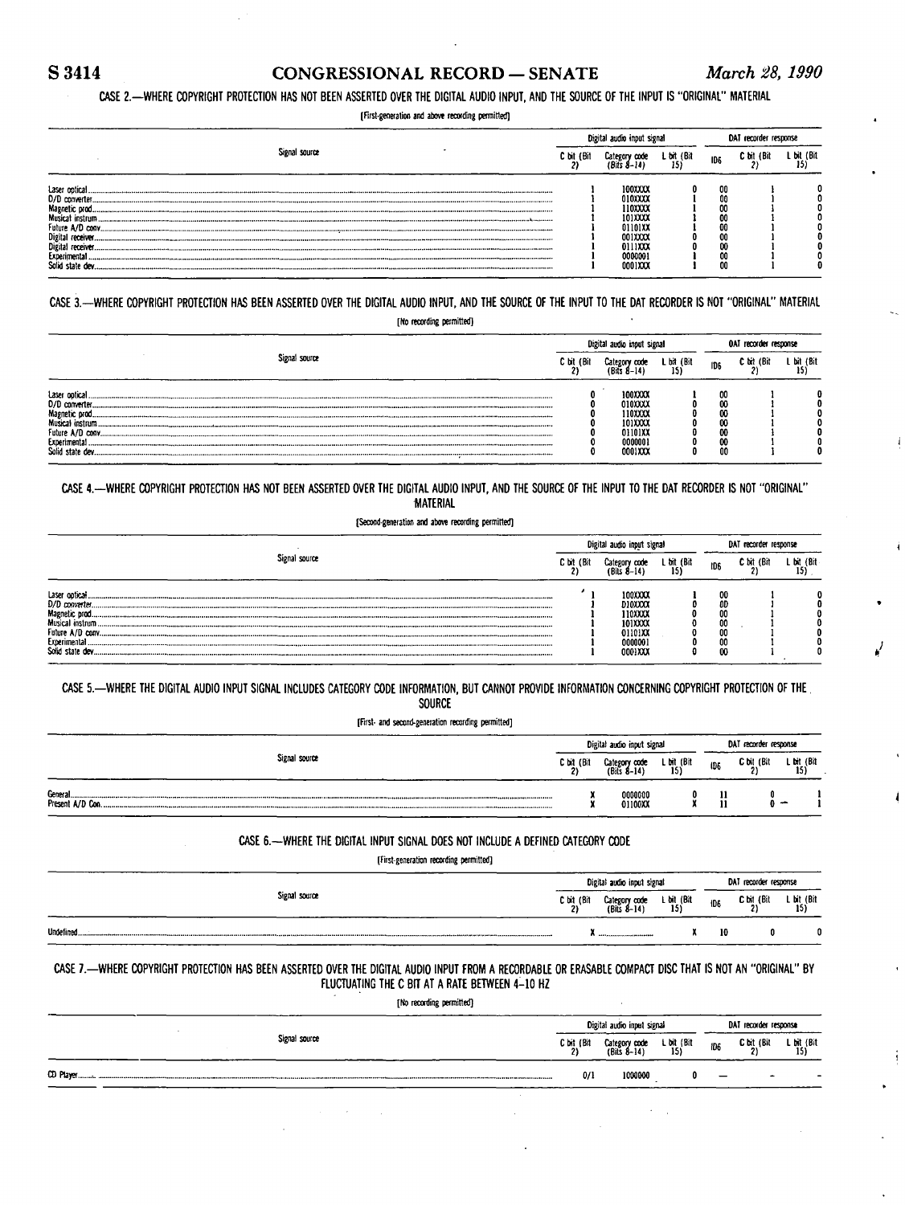CASE 2.—WHERE COPYRIGHT PROTECTION HAS NOT BEEN ASSERTED OVER THE DIGITAL AUDIO INPUT, AND THE SOURCE OF THE INPUT IS "ORIGINAL" MATERIAL

[First-generation and above recording permitted]

| Signal source | Digital audio input signal | | | DAT recorder response | | |
|---|---|---|---|---|---|---|
| | C bit (Bit 2) | Category code (Bits 8–14) | L bit (Bit 15) | ID6 | C bit (Bit 2) | L bit (Bit 15) |
| Laser optical | 1 | 100XXXX | 0 | 00 | 1 | 0 |
| D/D converter | 1 | 010XXXX | 1 | 00 | 1 | 0 |
| Magnetic prod | 1 | 110XXXX | 1 | 00 | 1 | 0 |
| Musical instrum | 1 | 101XXXX | 1 | 00 | 1 | 0 |
| Future A/D conv | 1 | 01101XX | 1 | 00 | 1 | 0 |
| Digital receiver | 1 | 001XXXX | 0 | 00 | 1 | 0 |
| Digital receiver | 1 | 0111XXX | 0 | 00 | 1 | 0 |
| Experimental | 1 | 0000001 | 1 | 00 | 1 | 0 |
| Solid state dev | 1 | 0001XXX | 1 | 00 | 1 | 0 |

CASE 3.—WHERE COPYRIGHT PROTECTION HAS BEEN ASSERTED OVER THE DIGITAL AUDIO INPUT, AND THE SOURCE OF THE INPUT TO THE DAT RECORDER IS NOT "ORIGINAL" MATERIAL

[No recording permitted]

| Signal source | Digital audio input signal | | | DAT recorder response | | |
|---|---|---|---|---|---|---|
| | C bit (Bit 2) | Category code (Bits 8–14) | L bit (Bit 15) | ID6 | C bit (Bit 2) | L bit (Bit 15) |
| Laser optical | 0 | 100XXXX | 1 | 00 | 1 | 0 |
| D/D converter | 0 | 010XXXX | 0 | 00 | 1 | 0 |
| Magnetic prod | 0 | 110XXXX | 0 | 00 | 1 | 0 |
| Musical instrum | 0 | 101XXXX | 0 | 00 | 1 | 0 |
| Future A/D conv | 0 | 01101XX | 0 | 00 | 1 | 0 |
| Experimental | 0 | 0000001 | 0 | 00 | 1 | 0 |
| Solid state dev | 0 | 0001XXX | 0 | 00 | 1 | 0 |

CASE 4.—WHERE COPYRIGHT PROTECTION HAS NOT BEEN ASSERTED OVER THE DIGITAL AUDIO INPUT, AND THE SOURCE OF THE INPUT TO THE DAT RECORDER IS NOT "ORIGINAL" MATERIAL

[Second-generation and above recording permitted]

| Signal source | Digital audio input signal | | | DAT recorder response | | |
|---|---|---|---|---|---|---|
| | C bit (Bit 2) | Category code (Bits 8–14) | L bit (Bit 15) | ID6 | C bit (Bit 2) | L bit (Bit 15) |
| Laser optical | 1 | 100XXXX | 1 | 00 | 1 | 0 |
| D/D converter | 1 | 010XXXX | 0 | 00 | 1 | 0 |
| Magnetic prod | 1 | 110XXXX | 0 | 00 | 1 | 0 |
| Musical instrum | 1 | 101XXXX | 0 | 00 | 1 | 0 |
| Future A/D conv | 1 | 01101XX | 0 | 00 | 1 | 0 |
| Experimental | 1 | 0000001 | 0 | 00 | 1 | 0 |
| Solid state dev | 1 | 0001XXX | 0 | 00 | 1 | 0 |

CASE 5.—WHERE THE DIGITAL AUDIO INPUT SIGNAL INCLUDES CATEGORY CODE INFORMATION, BUT CANNOT PROVIDE INFORMATION CONCERNING COPYRIGHT PROTECTION OF THE SOURCE

[First- and second-generation recording permitted]

| Signal source | Digital audio input signal | | | DAT recorder response | | |
|---|---|---|---|---|---|---|
| | C bit (Bit 2) | Category code (Bits 8–14) | L bit (Bit 15) | ID6 | C bit (Bit 2) | L bit (Bit 15) |
| General | X | 0000000 | 0 | 11 | 0 | 1 |
| Present A/D Con | X | 01100XX | X | 11 | 0 | 1 |

CASE 6.—WHERE THE DIGITAL INPUT SIGNAL DOES NOT INCLUDE A DEFINED CATEGORY CODE

[First-generation recording permitted]

| Signal source | Digital audio input signal | | | DAT recorder response | | |
|---|---|---|---|---|---|---|
| | C bit (Bit 2) | Category code (Bits 8–14) | L bit (Bit 15) | ID6 | C bit (Bit 2) | L bit (Bit 15) |
| Undefined | X | | X | 10 | 0 | 0 |

CASE 7.—WHERE COPYRIGHT PROTECTION HAS BEEN ASSERTED OVER THE DIGITAL AUDIO INPUT FROM A RECORDABLE OR ERASABLE COMPACT DISC THAT IS NOT AN "ORIGINAL" BY FLUCTUATING THE C BIT AT A RATE BETWEEN 4–10 HZ

[No recording permitted]

| Signal source | Digital audio input signal | | | DAT recorder response | | |
|---|---|---|---|---|---|---|
| | C bit (Bit 2) | Category code (Bits 8–14) | L bit (Bit 15) | ID6 | C bit (Bit 2) | L bit (Bit 15) |
| CD Player | 0/1 | 1000000 | 0 | — | — | — |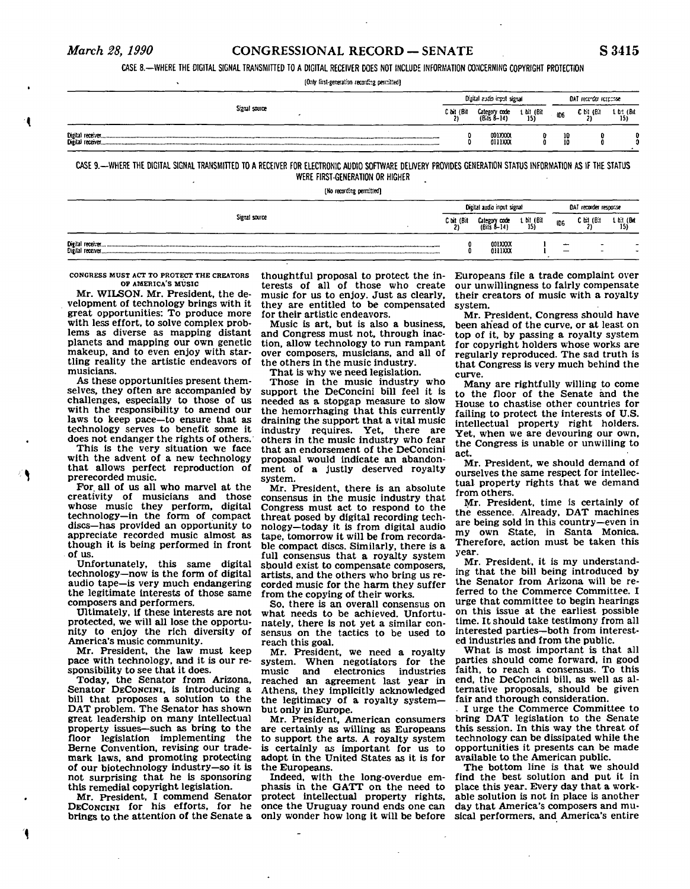CASE 8.—WHERE THE DIGITAL SIGNAL TRANSMITTED TO A DIGITAL RECEIVER DOES NOT INCLUDE INFORMATION CONCERNING COPYRIGHT PROTECTION

[Only first-generation recording permitted]

| Signal source | Digital audio input signal | | | DAT recorder response | | |
|---|---|---|---|---|---|---|
| | C bit (Bit 2) | Category code (Bits 8–14) | L bit (Bit 15) | ID6 | C bit (Bit 2) | L bit (Bit 15) |
| Digital receiver | 0 | 001XXXX | 0 | 10 | 0 | 0 |
| Digital receiver | 0 | 0111XXX | 0 | 10 | 0 | 0 |

CASE 9.—WHERE THE DIGITAL SIGNAL TRANSMITTED TO A RECEIVER FOR ELECTRONIC AUDIO SOFTWARE DELIVERY PROVIDES GENERATION STATUS INFORMATION AS IF THE STATUS WERE FIRST-GENERATION OR HIGHER

[No recording permitted]

| Signal source | Digital audio input signal | | | DAT recorder response | | |
|---|---|---|---|---|---|---|
| | C bit (Bit 2) | Category code (Bits 8–14) | L bit (Bit 15) | ID6 | C bit (Bit 2) | L bit (Bit 15) |
| Digital receiver | 0 | 001XXXX | 1 | — | - | - |
| Digital receiver | 0 | 0111XXX | 1 | — | - | - |

## CONGRESS MUST ACT TO PROTECT THE CREATORS OF AMERICA'S MUSIC

Mr. WILSON. Mr. President, the development of technology brings with it great opportunities: To produce more with less effort, to solve complex problems as diverse as mapping distant planets and mapping our own genetic makeup, and to even enjoy with startling reality the artistic endeavors of musicians.

As these opportunities present themselves, they often are accompanied by challenges, especially to those of us with the responsibility to amend our laws to keep pace—to ensure that as technology serves to benefit some it does not endanger the rights of others.

This is the very situation we face with the advent of a new technology that allows perfect reproduction of prerecorded music.

For all of us all who marvel at the creativity of musicians and those whose music they perform, digital technology—in the form of compact discs—has provided an opportunity to appreciate recorded music almost as though it is being performed in front of us.

Unfortunately, this same digital technology—now is the form of digital audio tape—is very much endangering the legitimate interests of those same composers and performers.

Ultimately, if these interests are not protected, we will all lose the opportunity to enjoy the rich diversity of America's music community.

Mr. President, the law must keep pace with technology, and it is our responsibility to see that it does.

Today, the Senator from Arizona, Senator DECONCINI, is introducing a bill that proposes a solution to the DAT problem. The Senator has shown great leadership on many intellectual property issues—such as bring to the floor legislation implementing the Berne Convention, revising our trademark laws, and promoting protecting of our biotechnology industry—so it is not surprising that he is sponsoring this remedial copyright legislation.

Mr. President, I commend Senator DECONCINI for his efforts, for he brings to the attention of the Senate a thoughtful proposal to protect the interests of all of those who create music for us to enjoy. Just as clearly, they are entitled to be compensated for their artistic endeavors.

Music is art, but is also a business, and Congress must not, through inaction, allow technology to run rampant over composers, musicians, and all of the others in the music industry.

That is why we need legislation.

Those in the music industry who support the DeConcini bill feel it is needed as a stopgap measure to slow the hemorrhaging that this currently draining the support that a vital music industry requires. Yet, there are others in the music industry who fear that an endorsement of the DeConcini proposal would indicate an abandonment of a justly deserved royalty system.

Mr. President, there is an absolute consensus in the music industry that Congress must act to respond to the threat posed by digital recording technology—today it is from digital audio tape, tomorrow it will be from recordable compact discs. Similarly, there is a full consensus that a royalty system should exist to compensate composers, artists, and the others who bring us recorded music for the harm they suffer from the copying of their works.

So, there is an overall consensus on what needs to be achieved. Unfortunately, there is not yet a similar consensus on the tactics to be used to reach this goal.

Mr. President, we need a royalty system. When negotiators for the music and electronics industries reached an agreement last year in Athens, they implicitly acknowledged the legitimacy of a royalty system—but only in Europe.

Mr. President, American consumers are certainly as willing as Europeans to support the arts. A royalty system is certainly as important for us to adopt in the United States as it is for the Europeans.

Indeed, with the long-overdue emphasis in the GATT on the need to protect intellectual property rights, once the Uruguay round ends one can only wonder how long it will be before Europeans file a trade complaint over our unwillingness to fairly compensate their creators of music with a royalty system.

Mr. President, Congress should have been ahead of the curve, or at least on top of it, by passing a royalty system for copyright holders whose works are regularly reproduced. The sad truth is that Congress is very much behind the curve.

Many are rightfully willing to come to the floor of the Senate and the House to chastise other countries for failing to protect the interests of U.S. intellectual property right holders. Yet, when we are devouring our own, the Congress is unable or unwilling to act.

Mr. President, we should demand of ourselves the same respect for intellectual property rights that we demand from others.

Mr. President, time is certainly of the essence. Already, DAT machines are being sold in this country—even in my own State, in Santa Monica. Therefore, action must be taken this year.

Mr. President, it is my understanding that the bill being introduced by the Senator from Arizona will be referred to the Commerce Committee. I urge that committee to begin hearings on this issue at the earliest possible time. It should take testimony from all interested parties—both from interested industries and from the public.

What is most important is that all parties should come forward, in good faith, to reach a consensus. To this end, the DeConcini bill, as well as alternative proposals, should be given fair and thorough consideration.

I urge the Commerce Committee to bring DAT legislation to the Senate this session. In this way the threat of technology can be dissipated while the opportunities it presents can be made available to the American public.

The bottom line is that we should find the best solution and put it in place this year. Every day that a workable solution is not in place is another day that America's composers and musical performers, and America's entire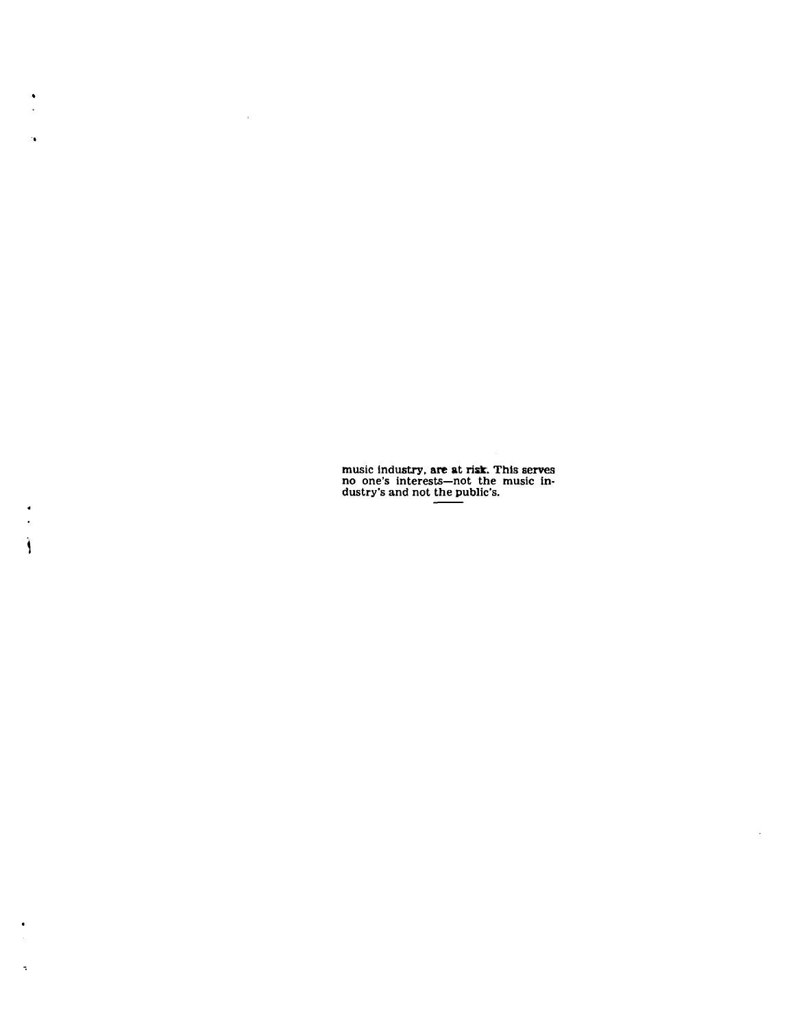music industry, are at risk. This serves no one's interests—not the music industry's and not the public's.